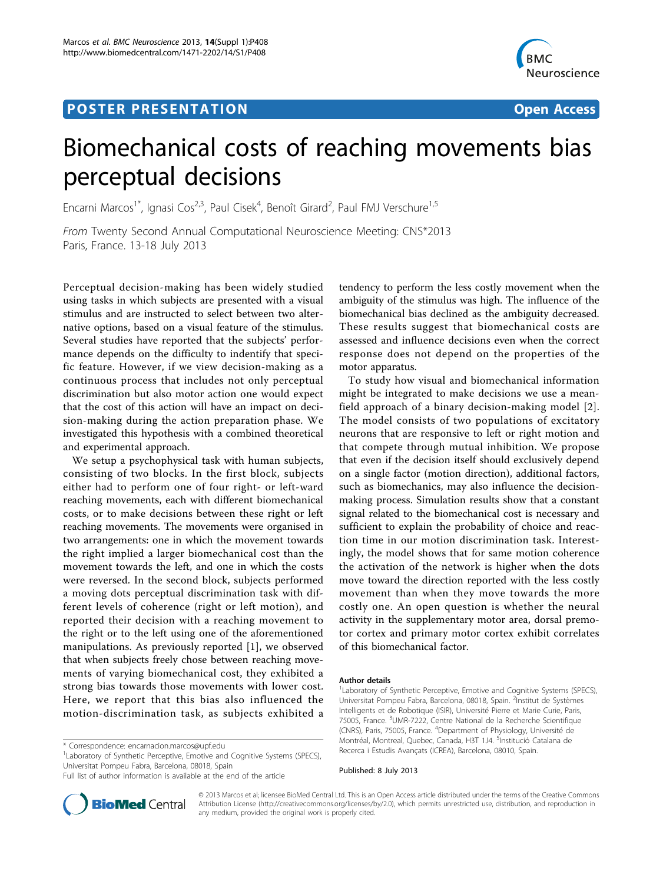POSTER PRESENTATION Open Access

# Biomechanical costs of reaching movements bias perceptual decisions

Encarni Marcos[1*], Ignasi Cos[2,3], Paul Cisek[4], Benoît Girard[2], Paul FMJ Verschure[1,5]

*From* Twenty Second Annual Computational Neuroscience Meeting: CNS*2013
Paris, France. 13-18 July 2013

Perceptual decision-making has been widely studied using tasks in which subjects are presented with a visual stimulus and are instructed to select between two alternative options, based on a visual feature of the stimulus. Several studies have reported that the subjects' performance depends on the difficulty to indentify that specific feature. However, if we view decision-making as a continuous process that includes not only perceptual discrimination but also motor action one would expect that the cost of this action will have an impact on decision-making during the action preparation phase. We investigated this hypothesis with a combined theoretical and experimental approach.

We setup a psychophysical task with human subjects, consisting of two blocks. In the first block, subjects either had to perform one of four right- or left-ward reaching movements, each with different biomechanical costs, or to make decisions between these right or left reaching movements. The movements were organised in two arrangements: one in which the movement towards the right implied a larger biomechanical cost than the movement towards the left, and one in which the costs were reversed. In the second block, subjects performed a moving dots perceptual discrimination task with different levels of coherence (right or left motion), and reported their decision with a reaching movement to the right or to the left using one of the aforementioned manipulations. As previously reported [1], we observed that when subjects freely chose between reaching movements of varying biomechanical cost, they exhibited a strong bias towards those movements with lower cost. Here, we report that this bias also influenced the motion-discrimination task, as subjects exhibited a tendency to perform the less costly movement when the ambiguity of the stimulus was high. The influence of the biomechanical bias declined as the ambiguity decreased. These results suggest that biomechanical costs are assessed and influence decisions even when the correct response does not depend on the properties of the motor apparatus.

To study how visual and biomechanical information might be integrated to make decisions we use a mean-field approach of a binary decision-making model [2]. The model consists of two populations of excitatory neurons that are responsive to left or right motion and that compete through mutual inhibition. We propose that even if the decision itself should exclusively depend on a single factor (motion direction), additional factors, such as biomechanics, may also influence the decision-making process. Simulation results show that a constant signal related to the biomechanical cost is necessary and sufficient to explain the probability of choice and reaction time in our motion discrimination task. Interestingly, the model shows that for same motion coherence the activation of the network is higher when the dots move toward the direction reported with the less costly movement than when they move towards the more costly one. An open question is whether the neural activity in the supplementary motor area, dorsal premotor cortex and primary motor cortex exhibit correlates of this biomechanical factor.

#### Author details

[1]Laboratory of Synthetic Perceptive, Emotive and Cognitive Systems (SPECS), Universitat Pompeu Fabra, Barcelona, 08018, Spain. [2]Institut de Systèmes Intelligents et de Robotique (ISIR), Université Pierre et Marie Curie, Paris, 75005, France. [3]UMR-7222, Centre National de la Recherche Scientifique (CNRS), Paris, 75005, France. [4]Department of Physiology, Université de Montréal, Montreal, Quebec, Canada, H3T 1J4. [5]Institució Catalana de Recerca i Estudis Avançats (ICREA), Barcelona, 08010, Spain.

Published: 8 July 2013

* Correspondence: encarnacion.marcos@upf.edu
[1]Laboratory of Synthetic Perceptive, Emotive and Cognitive Systems (SPECS), Universitat Pompeu Fabra, Barcelona, 08018, Spain
Full list of author information is available at the end of the article

© 2013 Marcos et al; licensee BioMed Central Ltd. This is an Open Access article distributed under the terms of the Creative Commons Attribution License (http://creativecommons.org/licenses/by/2.0), which permits unrestricted use, distribution, and reproduction in any medium, provided the original work is properly cited.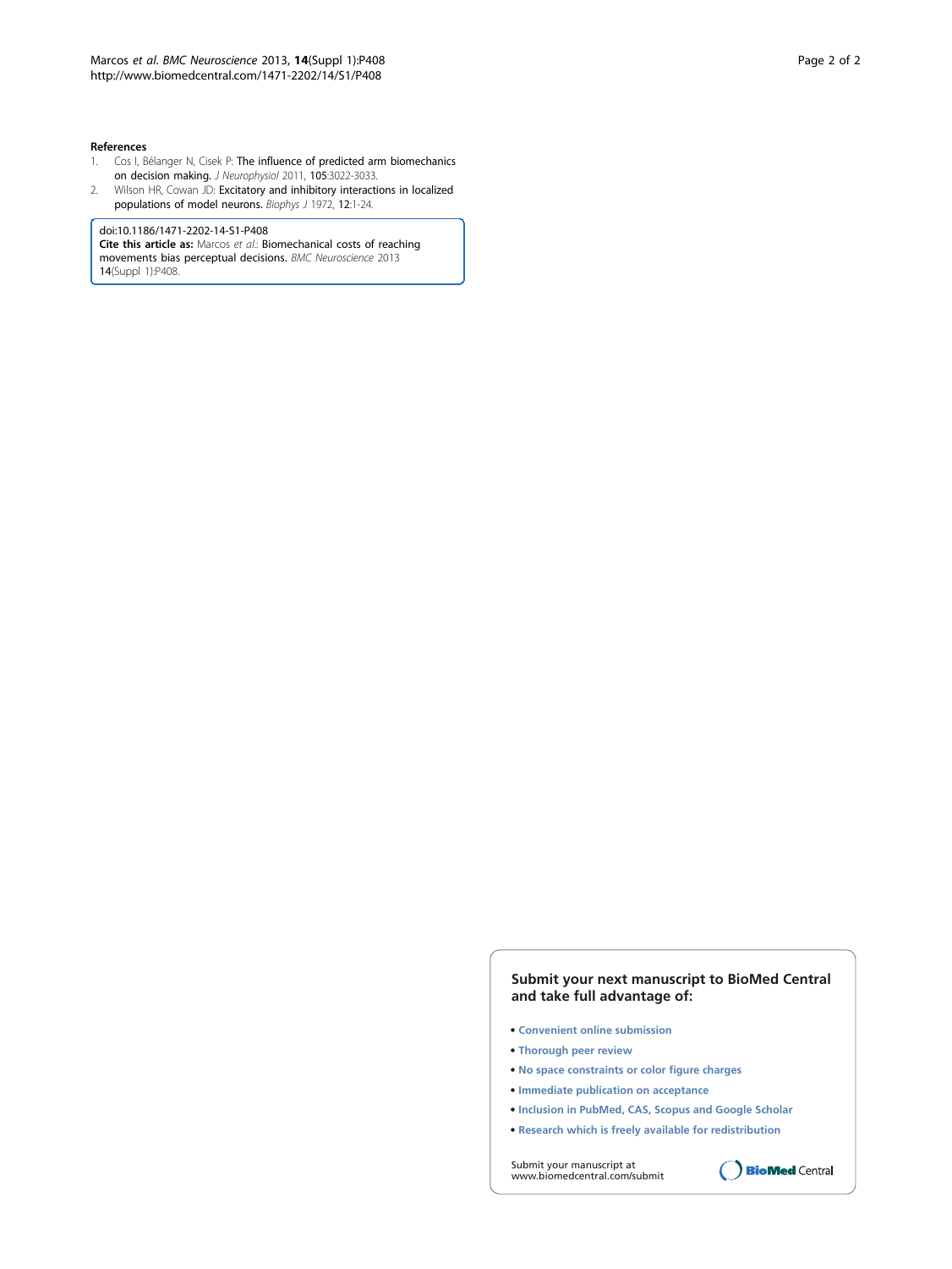### References

1. Cos I, Bélanger N, Cisek P: **The influence of predicted arm biomechanics on decision making.** *J Neurophysiol* 2011, **105**:3022-3033.
2. Wilson HR, Cowan JD: **Excitatory and inhibitory interactions in localized populations of model neurons.** *Biophys J* 1972, **12**:1-24.

doi:10.1186/1471-2202-14-S1-P408
**Cite this article as:** Marcos *et al.*: Biomechanical costs of reaching movements bias perceptual decisions. *BMC Neuroscience* 2013 **14**(Suppl 1):P408.

**Submit your next manuscript to BioMed Central and take full advantage of:**

- **Convenient online submission**
- **Thorough peer review**
- **No space constraints or color figure charges**
- **Immediate publication on acceptance**
- **Inclusion in PubMed, CAS, Scopus and Google Scholar**
- **Research which is freely available for redistribution**

Submit your manuscript at
www.biomedcentral.com/submit

BioMed Central